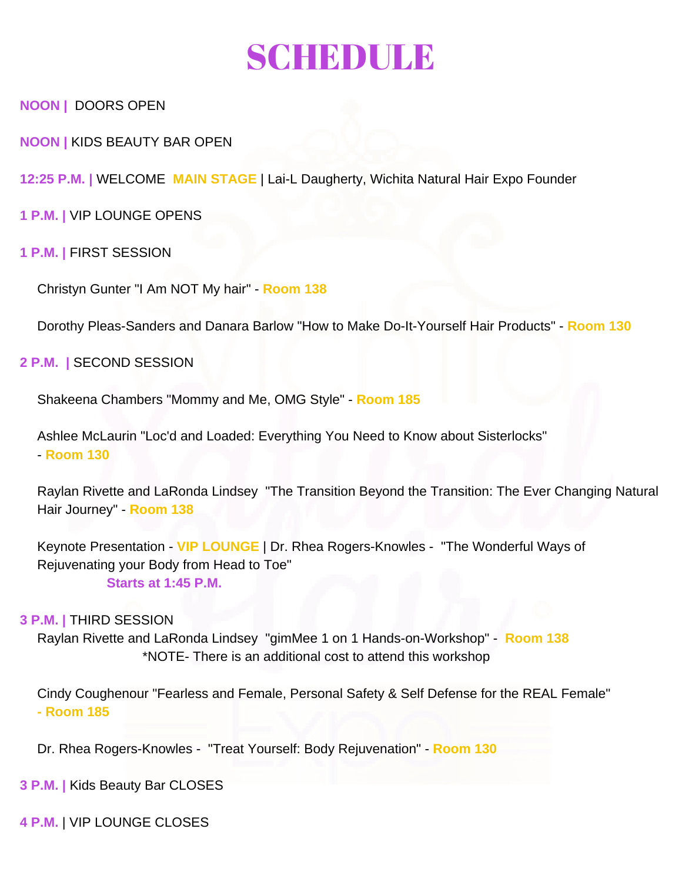# SCHEDULE

**NOON |** DOORS OPEN

**NOON |** KIDS BEAUTY BAR OPEN

**12:25 P.M. |** WELCOME **MAIN STAGE** | Lai-L Daugherty, Wichita Natural Hair Expo Founder

**1 P.M. |** VIP LOUNGE OPENS

**1 P.M. |** FIRST SESSION

Christyn Gunter "I Am NOT My hair" - **Room 138**

Dorothy Pleas-Sanders and Danara Barlow "How to Make Do-It-Yourself Hair Products" - **Room 130**

**2 P.M. |** SECOND SESSION

Shakeena Chambers "Mommy and Me, OMG Style" - **Room 185**

Ashlee McLaurin "Loc'd and Loaded: Everything You Need to Know about Sisterlocks" - **Room 130**

Raylan Rivette and LaRonda Lindsey "The Transition Beyond the Transition: The Ever Changing Natural Hair Journey" - **Room 138**

Keynote Presentation - **VIP LOUNGE** | Dr. Rhea Rogers-Knowles - "The Wonderful Ways of Rejuvenating your Body from Head to Toe"
**Starts at 1:45 P.M.**

**3 P.M. |** THIRD SESSION

Raylan Rivette and LaRonda Lindsey "gimMee 1 on 1 Hands-on-Workshop" - **Room 138**
*NOTE- There is an additional cost to attend this workshop

Cindy Coughenour "Fearless and Female, Personal Safety & Self Defense for the REAL Female" **- Room 185**

Dr. Rhea Rogers-Knowles - "Treat Yourself: Body Rejuvenation" - **Room 130**

**3 P.M. |** Kids Beauty Bar CLOSES

**4 P.M.** | VIP LOUNGE CLOSES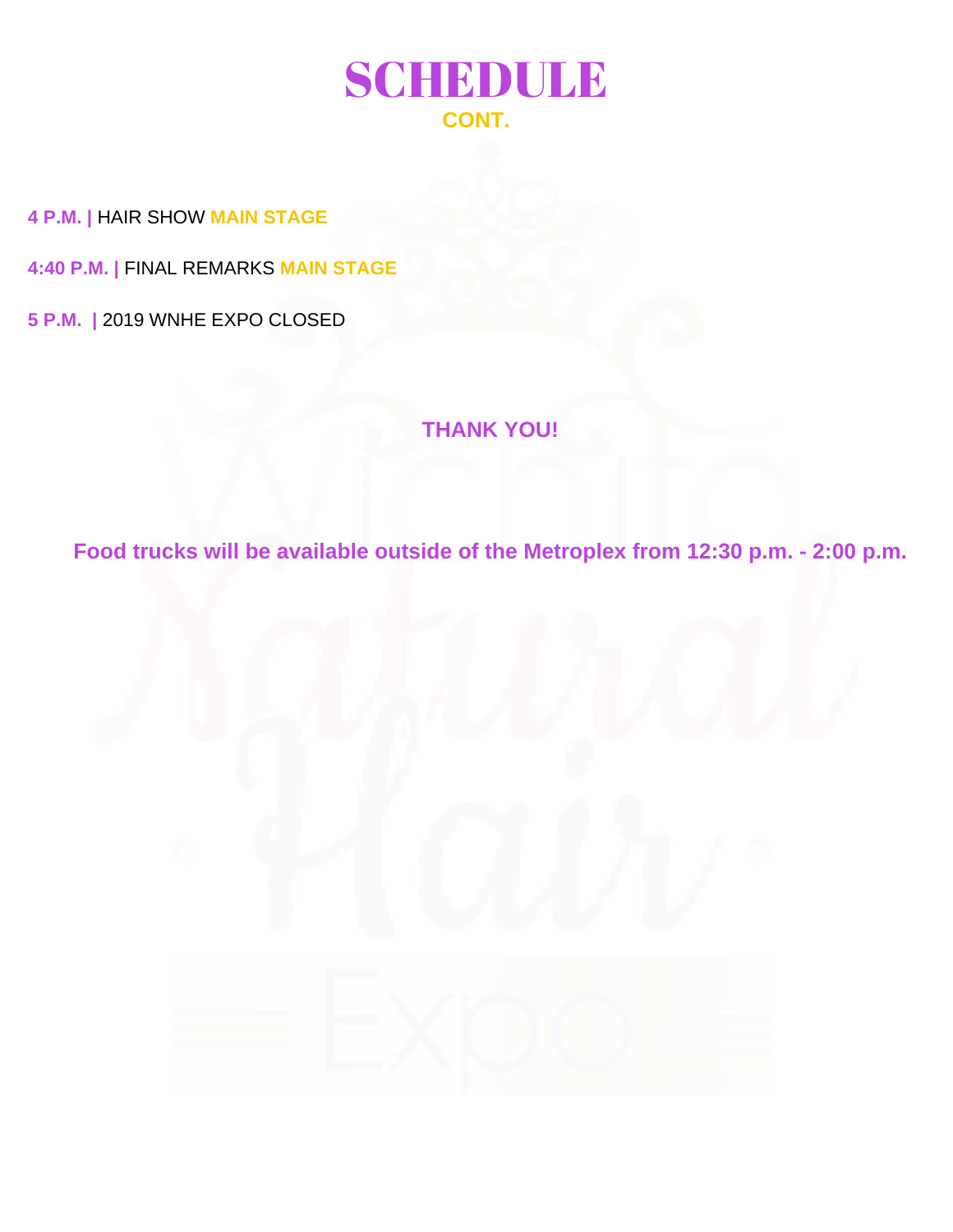# SCHEDULE

**CONT.**

**4 P.M. |** HAIR SHOW **MAIN STAGE**

**4:40 P.M. |** FINAL REMARKS **MAIN STAGE**

**5 P.M. |** 2019 WNHE EXPO CLOSED

**THANK YOU!**

**Food trucks will be available outside of the Metroplex from 12:30 p.m. - 2:00 p.m.**